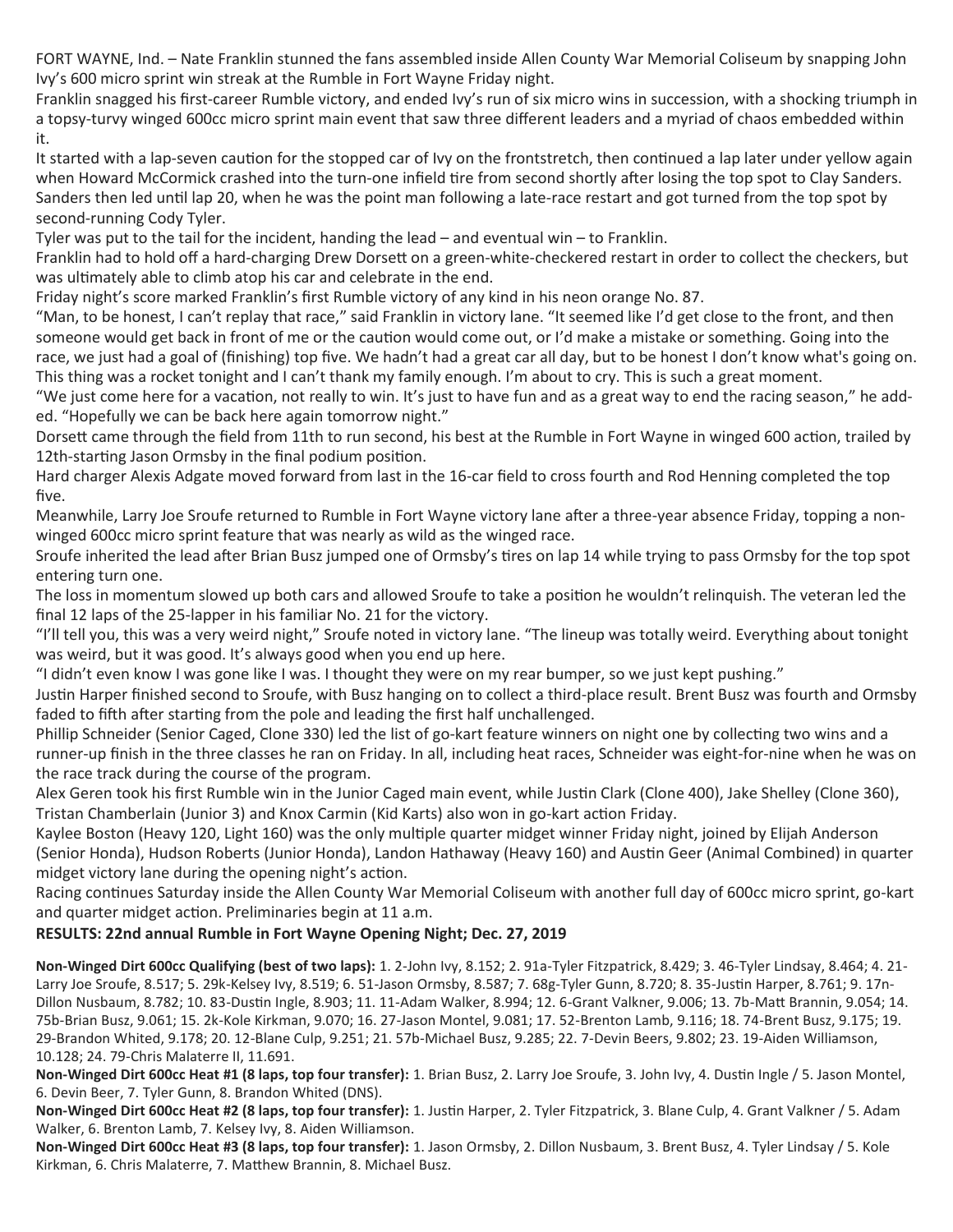FORT WAYNE, Ind. – Nate Franklin stunned the fans assembled inside Allen County War Memorial Coliseum by snapping John Ivy's 600 micro sprint win streak at the Rumble in Fort Wayne Friday night.

Franklin snagged his first-career Rumble victory, and ended Ivy's run of six micro wins in succession, with a shocking triumph in a topsy-turvy winged 600cc micro sprint main event that saw three different leaders and a myriad of chaos embedded within it.

It started with a lap-seven caution for the stopped car of Ivy on the frontstretch, then continued a lap later under yellow again when Howard McCormick crashed into the turn-one infield tire from second shortly after losing the top spot to Clay Sanders. Sanders then led until lap 20, when he was the point man following a late-race restart and got turned from the top spot by second-running Cody Tyler.

Tyler was put to the tail for the incident, handing the lead – and eventual win – to Franklin.

Franklin had to hold off a hard-charging Drew Dorsett on a green-white-checkered restart in order to collect the checkers, but was ultimately able to climb atop his car and celebrate in the end.

Friday night's score marked Franklin's first Rumble victory of any kind in his neon orange No. 87.

"Man, to be honest, I can't replay that race," said Franklin in victory lane. "It seemed like I'd get close to the front, and then someone would get back in front of me or the caution would come out, or I'd make a mistake or something. Going into the race, we just had a goal of (finishing) top five. We hadn't had a great car all day, but to be honest I don't know what's going on. This thing was a rocket tonight and I can't thank my family enough. I'm about to cry. This is such a great moment.

"We just come here for a vacation, not really to win. It's just to have fun and as a great way to end the racing season," he added. "Hopefully we can be back here again tomorrow night."

Dorsett came through the field from 11th to run second, his best at the Rumble in Fort Wayne in winged 600 action, trailed by 12th-starting Jason Ormsby in the final podium position.

Hard charger Alexis Adgate moved forward from last in the 16-car field to cross fourth and Rod Henning completed the top five.

Meanwhile, Larry Joe Sroufe returned to Rumble in Fort Wayne victory lane after a three-year absence Friday, topping a non-winged 600cc micro sprint feature that was nearly as wild as the winged race.

Sroufe inherited the lead after Brian Busz jumped one of Ormsby's tires on lap 14 while trying to pass Ormsby for the top spot entering turn one.

The loss in momentum slowed up both cars and allowed Sroufe to take a position he wouldn't relinquish. The veteran led the final 12 laps of the 25-lapper in his familiar No. 21 for the victory.

"I'll tell you, this was a very weird night," Sroufe noted in victory lane. "The lineup was totally weird. Everything about tonight was weird, but it was good. It's always good when you end up here.

"I didn't even know I was gone like I was. I thought they were on my rear bumper, so we just kept pushing."

Justin Harper finished second to Sroufe, with Busz hanging on to collect a third-place result. Brent Busz was fourth and Ormsby faded to fifth after starting from the pole and leading the first half unchallenged.

Phillip Schneider (Senior Caged, Clone 330) led the list of go-kart feature winners on night one by collecting two wins and a runner-up finish in the three classes he ran on Friday. In all, including heat races, Schneider was eight-for-nine when he was on the race track during the course of the program.

Alex Geren took his first Rumble win in the Junior Caged main event, while Justin Clark (Clone 400), Jake Shelley (Clone 360), Tristan Chamberlain (Junior 3) and Knox Carmin (Kid Karts) also won in go-kart action Friday.

Kaylee Boston (Heavy 120, Light 160) was the only multiple quarter midget winner Friday night, joined by Elijah Anderson (Senior Honda), Hudson Roberts (Junior Honda), Landon Hathaway (Heavy 160) and Austin Geer (Animal Combined) in quarter midget victory lane during the opening night's action.

Racing continues Saturday inside the Allen County War Memorial Coliseum with another full day of 600cc micro sprint, go-kart and quarter midget action. Preliminaries begin at 11 a.m.

**RESULTS: 22nd annual Rumble in Fort Wayne Opening Night; Dec. 27, 2019**

**Non-Winged Dirt 600cc Qualifying (best of two laps):** 1. 2-John Ivy, 8.152; 2. 91a-Tyler Fitzpatrick, 8.429; 3. 46-Tyler Lindsay, 8.464; 4. 21-Larry Joe Sroufe, 8.517; 5. 29k-Kelsey Ivy, 8.519; 6. 51-Jason Ormsby, 8.587; 7. 68g-Tyler Gunn, 8.720; 8. 35-Justin Harper, 8.761; 9. 17n-Dillon Nusbaum, 8.782; 10. 83-Dustin Ingle, 8.903; 11. 11-Adam Walker, 8.994; 12. 6-Grant Valkner, 9.006; 13. 7b-Matt Brannin, 9.054; 14. 75b-Brian Busz, 9.061; 15. 2k-Kole Kirkman, 9.070; 16. 27-Jason Montel, 9.081; 17. 52-Brenton Lamb, 9.116; 18. 74-Brent Busz, 9.175; 19. 29-Brandon Whited, 9.178; 20. 12-Blane Culp, 9.251; 21. 57b-Michael Busz, 9.285; 22. 7-Devin Beers, 9.802; 23. 19-Aiden Williamson, 10.128; 24. 79-Chris Malaterre II, 11.691.

**Non-Winged Dirt 600cc Heat #1 (8 laps, top four transfer):** 1. Brian Busz, 2. Larry Joe Sroufe, 3. John Ivy, 4. Dustin Ingle / 5. Jason Montel, 6. Devin Beer, 7. Tyler Gunn, 8. Brandon Whited (DNS).

**Non-Winged Dirt 600cc Heat #2 (8 laps, top four transfer):** 1. Justin Harper, 2. Tyler Fitzpatrick, 3. Blane Culp, 4. Grant Valkner / 5. Adam Walker, 6. Brenton Lamb, 7. Kelsey Ivy, 8. Aiden Williamson.

**Non-Winged Dirt 600cc Heat #3 (8 laps, top four transfer):** 1. Jason Ormsby, 2. Dillon Nusbaum, 3. Brent Busz, 4. Tyler Lindsay / 5. Kole Kirkman, 6. Chris Malaterre, 7. Matthew Brannin, 8. Michael Busz.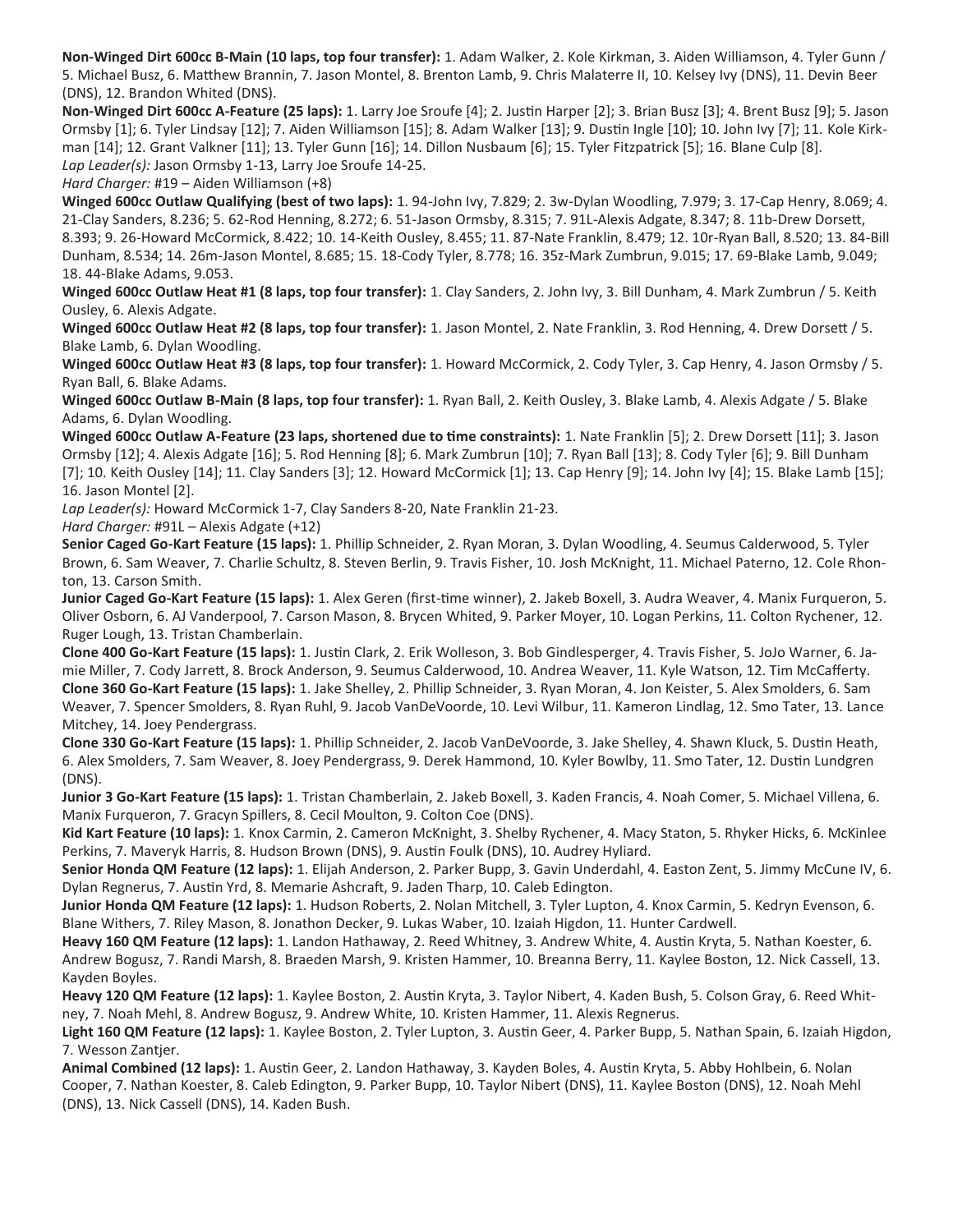**Non-Winged Dirt 600cc B-Main (10 laps, top four transfer):** 1. Adam Walker, 2. Kole Kirkman, 3. Aiden Williamson, 4. Tyler Gunn / 5. Michael Busz, 6. Matthew Brannin, 7. Jason Montel, 8. Brenton Lamb, 9. Chris Malaterre II, 10. Kelsey Ivy (DNS), 11. Devin Beer (DNS), 12. Brandon Whited (DNS).

**Non-Winged Dirt 600cc A-Feature (25 laps):** 1. Larry Joe Sroufe [4]; 2. Justin Harper [2]; 3. Brian Busz [3]; 4. Brent Busz [9]; 5. Jason Ormsby [1]; 6. Tyler Lindsay [12]; 7. Aiden Williamson [15]; 8. Adam Walker [13]; 9. Dustin Ingle [10]; 10. John Ivy [7]; 11. Kole Kirkman [14]; 12. Grant Valkner [11]; 13. Tyler Gunn [16]; 14. Dillon Nusbaum [6]; 15. Tyler Fitzpatrick [5]; 16. Blane Culp [8].

*Lap Leader(s):* Jason Ormsby 1-13, Larry Joe Sroufe 14-25.

*Hard Charger:* #19 – Aiden Williamson (+8)

**Winged 600cc Outlaw Qualifying (best of two laps):** 1. 94-John Ivy, 7.829; 2. 3w-Dylan Woodling, 7.979; 3. 17-Cap Henry, 8.069; 4. 21-Clay Sanders, 8.236; 5. 62-Rod Henning, 8.272; 6. 51-Jason Ormsby, 8.315; 7. 91L-Alexis Adgate, 8.347; 8. 11b-Drew Dorsett, 8.393; 9. 26-Howard McCormick, 8.422; 10. 14-Keith Ousley, 8.455; 11. 87-Nate Franklin, 8.479; 12. 10r-Ryan Ball, 8.520; 13. 84-Bill Dunham, 8.534; 14. 26m-Jason Montel, 8.685; 15. 18-Cody Tyler, 8.778; 16. 35z-Mark Zumbrun, 9.015; 17. 69-Blake Lamb, 9.049; 18. 44-Blake Adams, 9.053.

**Winged 600cc Outlaw Heat #1 (8 laps, top four transfer):** 1. Clay Sanders, 2. John Ivy, 3. Bill Dunham, 4. Mark Zumbrun / 5. Keith Ousley, 6. Alexis Adgate.

**Winged 600cc Outlaw Heat #2 (8 laps, top four transfer):** 1. Jason Montel, 2. Nate Franklin, 3. Rod Henning, 4. Drew Dorsett / 5. Blake Lamb, 6. Dylan Woodling.

**Winged 600cc Outlaw Heat #3 (8 laps, top four transfer):** 1. Howard McCormick, 2. Cody Tyler, 3. Cap Henry, 4. Jason Ormsby / 5. Ryan Ball, 6. Blake Adams.

**Winged 600cc Outlaw B-Main (8 laps, top four transfer):** 1. Ryan Ball, 2. Keith Ousley, 3. Blake Lamb, 4. Alexis Adgate / 5. Blake Adams, 6. Dylan Woodling.

**Winged 600cc Outlaw A-Feature (23 laps, shortened due to time constraints):** 1. Nate Franklin [5]; 2. Drew Dorsett [11]; 3. Jason Ormsby [12]; 4. Alexis Adgate [16]; 5. Rod Henning [8]; 6. Mark Zumbrun [10]; 7. Ryan Ball [13]; 8. Cody Tyler [6]; 9. Bill Dunham [7]; 10. Keith Ousley [14]; 11. Clay Sanders [3]; 12. Howard McCormick [1]; 13. Cap Henry [9]; 14. John Ivy [4]; 15. Blake Lamb [15]; 16. Jason Montel [2].

*Lap Leader(s):* Howard McCormick 1-7, Clay Sanders 8-20, Nate Franklin 21-23.

*Hard Charger:* #91L – Alexis Adgate (+12)

**Senior Caged Go-Kart Feature (15 laps):** 1. Phillip Schneider, 2. Ryan Moran, 3. Dylan Woodling, 4. Seumus Calderwood, 5. Tyler Brown, 6. Sam Weaver, 7. Charlie Schultz, 8. Steven Berlin, 9. Travis Fisher, 10. Josh McKnight, 11. Michael Paterno, 12. Cole Rhonton, 13. Carson Smith.

**Junior Caged Go-Kart Feature (15 laps):** 1. Alex Geren (first-time winner), 2. Jakeb Boxell, 3. Audra Weaver, 4. Manix Furqueron, 5. Oliver Osborn, 6. AJ Vanderpool, 7. Carson Mason, 8. Brycen Whited, 9. Parker Moyer, 10. Logan Perkins, 11. Colton Rychener, 12. Ruger Lough, 13. Tristan Chamberlain.

**Clone 400 Go-Kart Feature (15 laps):** 1. Justin Clark, 2. Erik Wolleson, 3. Bob Gindlesperger, 4. Travis Fisher, 5. JoJo Warner, 6. Jamie Miller, 7. Cody Jarrett, 8. Brock Anderson, 9. Seumus Calderwood, 10. Andrea Weaver, 11. Kyle Watson, 12. Tim McCafferty.

**Clone 360 Go-Kart Feature (15 laps):** 1. Jake Shelley, 2. Phillip Schneider, 3. Ryan Moran, 4. Jon Keister, 5. Alex Smolders, 6. Sam Weaver, 7. Spencer Smolders, 8. Ryan Ruhl, 9. Jacob VanDeVoorde, 10. Levi Wilbur, 11. Kameron Lindlag, 12. Smo Tater, 13. Lance Mitchey, 14. Joey Pendergrass.

**Clone 330 Go-Kart Feature (15 laps):** 1. Phillip Schneider, 2. Jacob VanDeVoorde, 3. Jake Shelley, 4. Shawn Kluck, 5. Dustin Heath, 6. Alex Smolders, 7. Sam Weaver, 8. Joey Pendergrass, 9. Derek Hammond, 10. Kyler Bowlby, 11. Smo Tater, 12. Dustin Lundgren (DNS).

**Junior 3 Go-Kart Feature (15 laps):** 1. Tristan Chamberlain, 2. Jakeb Boxell, 3. Kaden Francis, 4. Noah Comer, 5. Michael Villena, 6. Manix Furqueron, 7. Gracyn Spillers, 8. Cecil Moulton, 9. Colton Coe (DNS).

**Kid Kart Feature (10 laps):** 1. Knox Carmin, 2. Cameron McKnight, 3. Shelby Rychener, 4. Macy Staton, 5. Rhyker Hicks, 6. McKinlee Perkins, 7. Maveryk Harris, 8. Hudson Brown (DNS), 9. Austin Foulk (DNS), 10. Audrey Hyliard.

**Senior Honda QM Feature (12 laps):** 1. Elijah Anderson, 2. Parker Bupp, 3. Gavin Underdahl, 4. Easton Zent, 5. Jimmy McCune IV, 6. Dylan Regnerus, 7. Austin Yrd, 8. Memarie Ashcraft, 9. Jaden Tharp, 10. Caleb Edington.

**Junior Honda QM Feature (12 laps):** 1. Hudson Roberts, 2. Nolan Mitchell, 3. Tyler Lupton, 4. Knox Carmin, 5. Kedryn Evenson, 6. Blane Withers, 7. Riley Mason, 8. Jonathon Decker, 9. Lukas Waber, 10. Izaiah Higdon, 11. Hunter Cardwell.

**Heavy 160 QM Feature (12 laps):** 1. Landon Hathaway, 2. Reed Whitney, 3. Andrew White, 4. Austin Kryta, 5. Nathan Koester, 6. Andrew Bogusz, 7. Randi Marsh, 8. Braeden Marsh, 9. Kristen Hammer, 10. Breanna Berry, 11. Kaylee Boston, 12. Nick Cassell, 13. Kayden Boyles.

**Heavy 120 QM Feature (12 laps):** 1. Kaylee Boston, 2. Austin Kryta, 3. Taylor Nibert, 4. Kaden Bush, 5. Colson Gray, 6. Reed Whitney, 7. Noah Mehl, 8. Andrew Bogusz, 9. Andrew White, 10. Kristen Hammer, 11. Alexis Regnerus.

**Light 160 QM Feature (12 laps):** 1. Kaylee Boston, 2. Tyler Lupton, 3. Austin Geer, 4. Parker Bupp, 5. Nathan Spain, 6. Izaiah Higdon, 7. Wesson Zantjer.

**Animal Combined (12 laps):** 1. Austin Geer, 2. Landon Hathaway, 3. Kayden Boles, 4. Austin Kryta, 5. Abby Hohlbein, 6. Nolan Cooper, 7. Nathan Koester, 8. Caleb Edington, 9. Parker Bupp, 10. Taylor Nibert (DNS), 11. Kaylee Boston (DNS), 12. Noah Mehl (DNS), 13. Nick Cassell (DNS), 14. Kaden Bush.